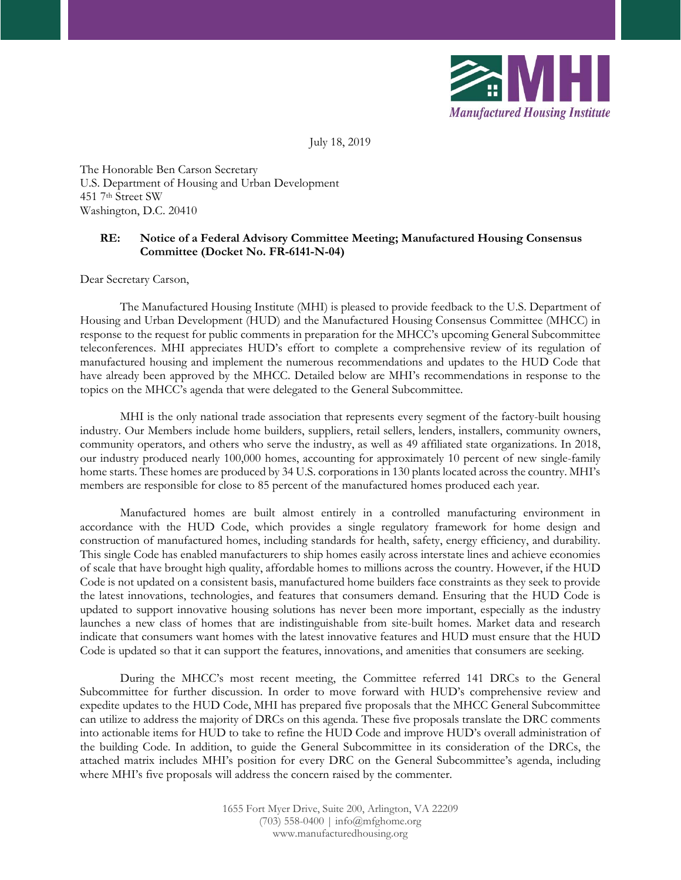MHI

*Manufactured Housing Institute*

July 18, 2019

The Honorable Ben Carson Secretary
U.S. Department of Housing and Urban Development
451 7th Street SW
Washington, D.C. 20410

**RE: Notice of a Federal Advisory Committee Meeting; Manufactured Housing Consensus Committee (Docket No. FR-6141-N-04)**

Dear Secretary Carson,

The Manufactured Housing Institute (MHI) is pleased to provide feedback to the U.S. Department of Housing and Urban Development (HUD) and the Manufactured Housing Consensus Committee (MHCC) in response to the request for public comments in preparation for the MHCC's upcoming General Subcommittee teleconferences. MHI appreciates HUD's effort to complete a comprehensive review of its regulation of manufactured housing and implement the numerous recommendations and updates to the HUD Code that have already been approved by the MHCC. Detailed below are MHI's recommendations in response to the topics on the MHCC's agenda that were delegated to the General Subcommittee.

MHI is the only national trade association that represents every segment of the factory-built housing industry. Our Members include home builders, suppliers, retail sellers, lenders, installers, community owners, community operators, and others who serve the industry, as well as 49 affiliated state organizations. In 2018, our industry produced nearly 100,000 homes, accounting for approximately 10 percent of new single-family home starts. These homes are produced by 34 U.S. corporations in 130 plants located across the country. MHI's members are responsible for close to 85 percent of the manufactured homes produced each year.

Manufactured homes are built almost entirely in a controlled manufacturing environment in accordance with the HUD Code, which provides a single regulatory framework for home design and construction of manufactured homes, including standards for health, safety, energy efficiency, and durability. This single Code has enabled manufacturers to ship homes easily across interstate lines and achieve economies of scale that have brought high quality, affordable homes to millions across the country. However, if the HUD Code is not updated on a consistent basis, manufactured home builders face constraints as they seek to provide the latest innovations, technologies, and features that consumers demand. Ensuring that the HUD Code is updated to support innovative housing solutions has never been more important, especially as the industry launches a new class of homes that are indistinguishable from site-built homes. Market data and research indicate that consumers want homes with the latest innovative features and HUD must ensure that the HUD Code is updated so that it can support the features, innovations, and amenities that consumers are seeking.

During the MHCC's most recent meeting, the Committee referred 141 DRCs to the General Subcommittee for further discussion. In order to move forward with HUD's comprehensive review and expedite updates to the HUD Code, MHI has prepared five proposals that the MHCC General Subcommittee can utilize to address the majority of DRCs on this agenda. These five proposals translate the DRC comments into actionable items for HUD to take to refine the HUD Code and improve HUD's overall administration of the building Code. In addition, to guide the General Subcommittee in its consideration of the DRCs, the attached matrix includes MHI's position for every DRC on the General Subcommittee's agenda, including where MHI's five proposals will address the concern raised by the commenter.

1655 Fort Myer Drive, Suite 200, Arlington, VA 22209
(703) 558-0400 | info@mfghome.org
www.manufacturedhousing.org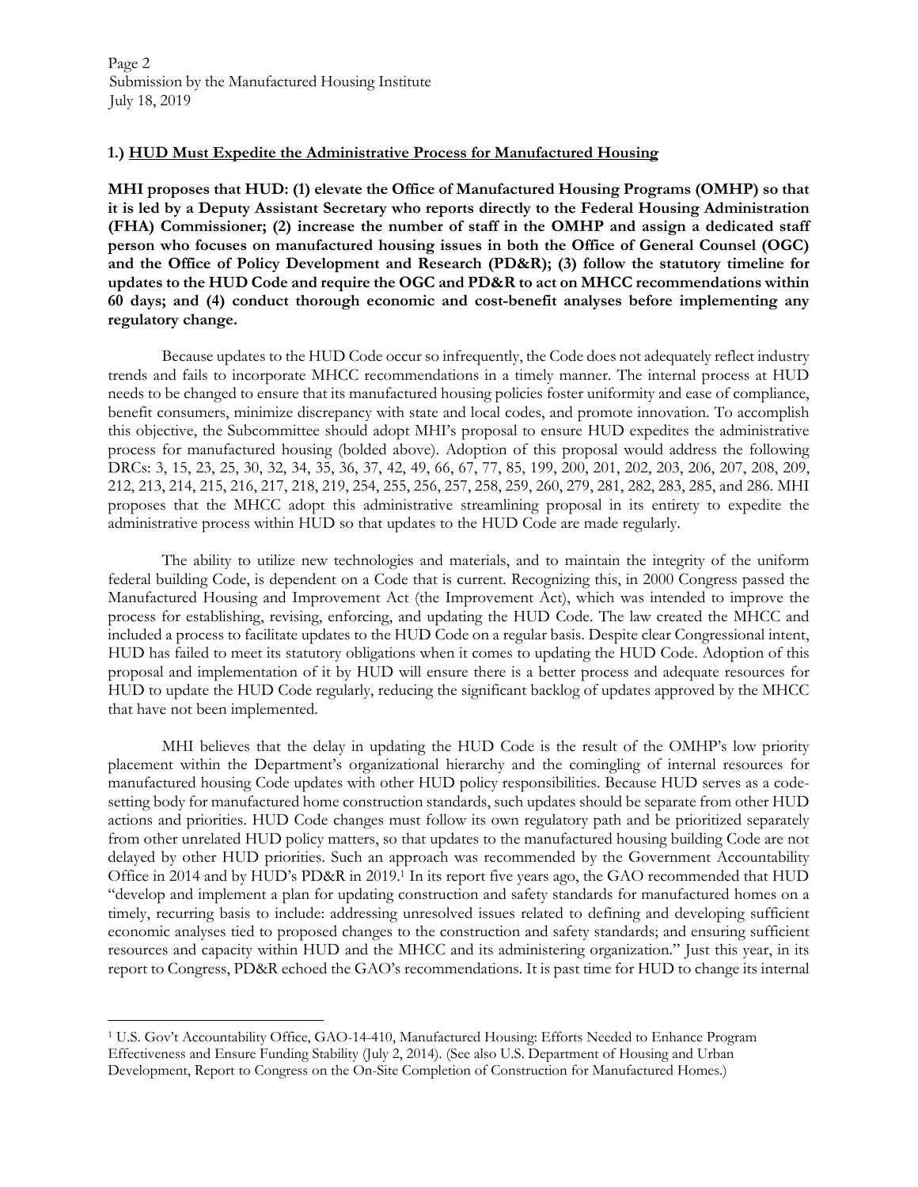**1.) <u>HUD Must Expedite the Administrative Process for Manufactured Housing</u>**

**MHI proposes that HUD: (1) elevate the Office of Manufactured Housing Programs (OMHP) so that it is led by a Deputy Assistant Secretary who reports directly to the Federal Housing Administration (FHA) Commissioner; (2) increase the number of staff in the OMHP and assign a dedicated staff person who focuses on manufactured housing issues in both the Office of General Counsel (OGC) and the Office of Policy Development and Research (PD&R); (3) follow the statutory timeline for updates to the HUD Code and require the OGC and PD&R to act on MHCC recommendations within 60 days; and (4) conduct thorough economic and cost-benefit analyses before implementing any regulatory change.**

Because updates to the HUD Code occur so infrequently, the Code does not adequately reflect industry trends and fails to incorporate MHCC recommendations in a timely manner. The internal process at HUD needs to be changed to ensure that its manufactured housing policies foster uniformity and ease of compliance, benefit consumers, minimize discrepancy with state and local codes, and promote innovation. To accomplish this objective, the Subcommittee should adopt MHI's proposal to ensure HUD expedites the administrative process for manufactured housing (bolded above). Adoption of this proposal would address the following DRCs: 3, 15, 23, 25, 30, 32, 34, 35, 36, 37, 42, 49, 66, 67, 77, 85, 199, 200, 201, 202, 203, 206, 207, 208, 209, 212, 213, 214, 215, 216, 217, 218, 219, 254, 255, 256, 257, 258, 259, 260, 279, 281, 282, 283, 285, and 286. MHI proposes that the MHCC adopt this administrative streamlining proposal in its entirety to expedite the administrative process within HUD so that updates to the HUD Code are made regularly.

The ability to utilize new technologies and materials, and to maintain the integrity of the uniform federal building Code, is dependent on a Code that is current. Recognizing this, in 2000 Congress passed the Manufactured Housing and Improvement Act (the Improvement Act), which was intended to improve the process for establishing, revising, enforcing, and updating the HUD Code. The law created the MHCC and included a process to facilitate updates to the HUD Code on a regular basis. Despite clear Congressional intent, HUD has failed to meet its statutory obligations when it comes to updating the HUD Code. Adoption of this proposal and implementation of it by HUD will ensure there is a better process and adequate resources for HUD to update the HUD Code regularly, reducing the significant backlog of updates approved by the MHCC that have not been implemented.

MHI believes that the delay in updating the HUD Code is the result of the OMHP's low priority placement within the Department's organizational hierarchy and the comingling of internal resources for manufactured housing Code updates with other HUD policy responsibilities. Because HUD serves as a code-setting body for manufactured home construction standards, such updates should be separate from other HUD actions and priorities. HUD Code changes must follow its own regulatory path and be prioritized separately from other unrelated HUD policy matters, so that updates to the manufactured housing building Code are not delayed by other HUD priorities. Such an approach was recommended by the Government Accountability Office in 2014 and by HUD's PD&R in 2019.[1] In its report five years ago, the GAO recommended that HUD "develop and implement a plan for updating construction and safety standards for manufactured homes on a timely, recurring basis to include: addressing unresolved issues related to defining and developing sufficient economic analyses tied to proposed changes to the construction and safety standards; and ensuring sufficient resources and capacity within HUD and the MHCC and its administering organization." Just this year, in its report to Congress, PD&R echoed the GAO's recommendations. It is past time for HUD to change its internal

[1] U.S. Gov't Accountability Office, GAO-14-410, Manufactured Housing: Efforts Needed to Enhance Program Effectiveness and Ensure Funding Stability (July 2, 2014). (See also U.S. Department of Housing and Urban Development, Report to Congress on the On-Site Completion of Construction for Manufactured Homes.)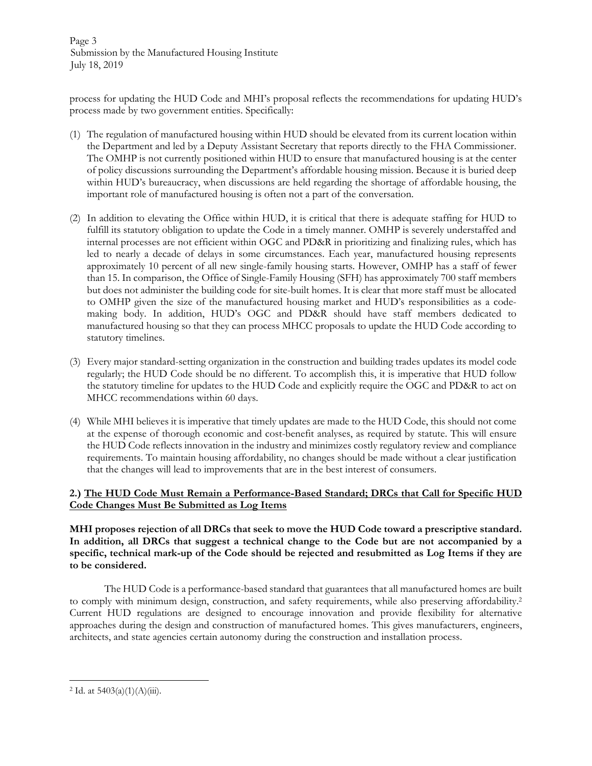process for updating the HUD Code and MHI's proposal reflects the recommendations for updating HUD's process made by two government entities. Specifically:

(1) The regulation of manufactured housing within HUD should be elevated from its current location within the Department and led by a Deputy Assistant Secretary that reports directly to the FHA Commissioner. The OMHP is not currently positioned within HUD to ensure that manufactured housing is at the center of policy discussions surrounding the Department's affordable housing mission. Because it is buried deep within HUD's bureaucracy, when discussions are held regarding the shortage of affordable housing, the important role of manufactured housing is often not a part of the conversation.

(2) In addition to elevating the Office within HUD, it is critical that there is adequate staffing for HUD to fulfill its statutory obligation to update the Code in a timely manner. OMHP is severely understaffed and internal processes are not efficient within OGC and PD&R in prioritizing and finalizing rules, which has led to nearly a decade of delays in some circumstances. Each year, manufactured housing represents approximately 10 percent of all new single-family housing starts. However, OMHP has a staff of fewer than 15. In comparison, the Office of Single-Family Housing (SFH) has approximately 700 staff members but does not administer the building code for site-built homes. It is clear that more staff must be allocated to OMHP given the size of the manufactured housing market and HUD's responsibilities as a code-making body. In addition, HUD's OGC and PD&R should have staff members dedicated to manufactured housing so that they can process MHCC proposals to update the HUD Code according to statutory timelines.

(3) Every major standard-setting organization in the construction and building trades updates its model code regularly; the HUD Code should be no different. To accomplish this, it is imperative that HUD follow the statutory timeline for updates to the HUD Code and explicitly require the OGC and PD&R to act on MHCC recommendations within 60 days.

(4) While MHI believes it is imperative that timely updates are made to the HUD Code, this should not come at the expense of thorough economic and cost-benefit analyses, as required by statute. This will ensure the HUD Code reflects innovation in the industry and minimizes costly regulatory review and compliance requirements. To maintain housing affordability, no changes should be made without a clear justification that the changes will lead to improvements that are in the best interest of consumers.

**2.) <u>The HUD Code Must Remain a Performance-Based Standard; DRCs that Call for Specific HUD Code Changes Must Be Submitted as Log Items</u>**

**MHI proposes rejection of all DRCs that seek to move the HUD Code toward a prescriptive standard. In addition, all DRCs that suggest a technical change to the Code but are not accompanied by a specific, technical mark-up of the Code should be rejected and resubmitted as Log Items if they are to be considered.**

The HUD Code is a performance-based standard that guarantees that all manufactured homes are built to comply with minimum design, construction, and safety requirements, while also preserving affordability.[2] Current HUD regulations are designed to encourage innovation and provide flexibility for alternative approaches during the design and construction of manufactured homes. This gives manufacturers, engineers, architects, and state agencies certain autonomy during the construction and installation process.

[2] Id. at 5403(a)(1)(A)(iii).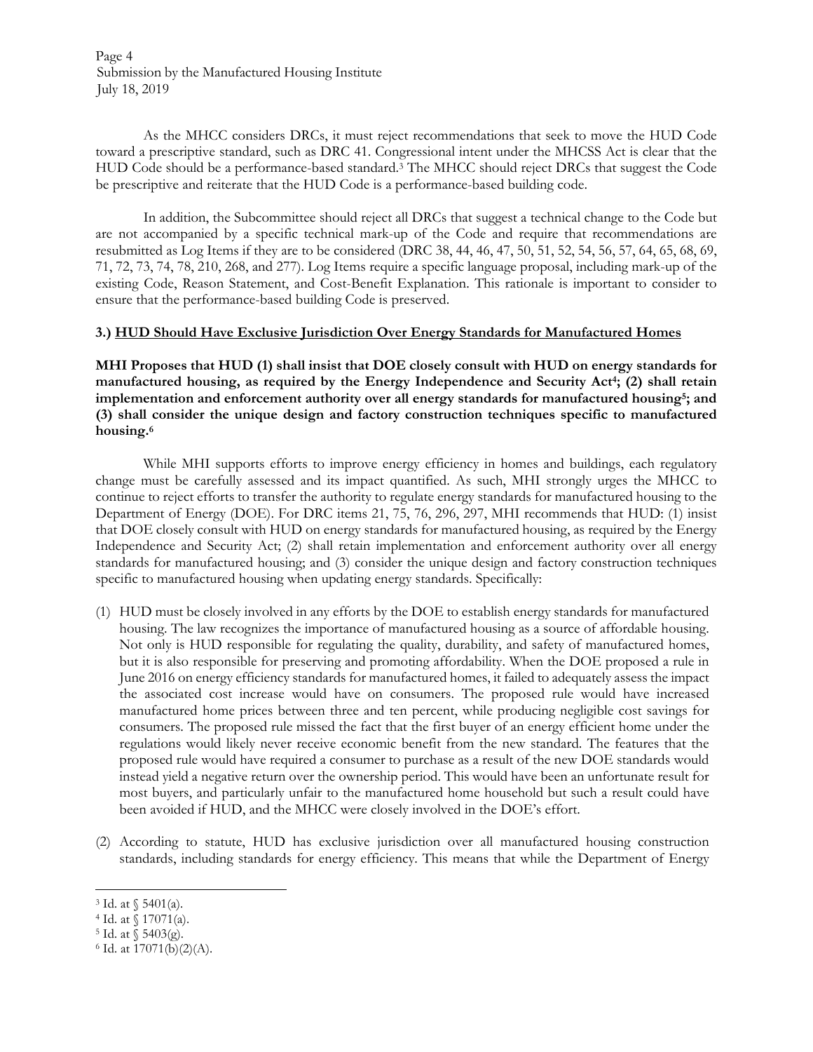As the MHCC considers DRCs, it must reject recommendations that seek to move the HUD Code toward a prescriptive standard, such as DRC 41. Congressional intent under the MHCSS Act is clear that the HUD Code should be a performance-based standard.[3] The MHCC should reject DRCs that suggest the Code be prescriptive and reiterate that the HUD Code is a performance-based building code.

In addition, the Subcommittee should reject all DRCs that suggest a technical change to the Code but are not accompanied by a specific technical mark-up of the Code and require that recommendations are resubmitted as Log Items if they are to be considered (DRC 38, 44, 46, 47, 50, 51, 52, 54, 56, 57, 64, 65, 68, 69, 71, 72, 73, 74, 78, 210, 268, and 277). Log Items require a specific language proposal, including mark-up of the existing Code, Reason Statement, and Cost-Benefit Explanation. This rationale is important to consider to ensure that the performance-based building Code is preserved.

### 3.) <u>HUD Should Have Exclusive Jurisdiction Over Energy Standards for Manufactured Homes</u>

**MHI Proposes that HUD (1) shall insist that DOE closely consult with HUD on energy standards for manufactured housing, as required by the Energy Independence and Security Act[4]; (2) shall retain implementation and enforcement authority over all energy standards for manufactured housing[5]; and (3) shall consider the unique design and factory construction techniques specific to manufactured housing.[6]**

While MHI supports efforts to improve energy efficiency in homes and buildings, each regulatory change must be carefully assessed and its impact quantified. As such, MHI strongly urges the MHCC to continue to reject efforts to transfer the authority to regulate energy standards for manufactured housing to the Department of Energy (DOE). For DRC items 21, 75, 76, 296, 297, MHI recommends that HUD: (1) insist that DOE closely consult with HUD on energy standards for manufactured housing, as required by the Energy Independence and Security Act; (2) shall retain implementation and enforcement authority over all energy standards for manufactured housing; and (3) consider the unique design and factory construction techniques specific to manufactured housing when updating energy standards. Specifically:

(1) HUD must be closely involved in any efforts by the DOE to establish energy standards for manufactured housing. The law recognizes the importance of manufactured housing as a source of affordable housing. Not only is HUD responsible for regulating the quality, durability, and safety of manufactured homes, but it is also responsible for preserving and promoting affordability. When the DOE proposed a rule in June 2016 on energy efficiency standards for manufactured homes, it failed to adequately assess the impact the associated cost increase would have on consumers. The proposed rule would have increased manufactured home prices between three and ten percent, while producing negligible cost savings for consumers. The proposed rule missed the fact that the first buyer of an energy efficient home under the regulations would likely never receive economic benefit from the new standard. The features that the proposed rule would have required a consumer to purchase as a result of the new DOE standards would instead yield a negative return over the ownership period. This would have been an unfortunate result for most buyers, and particularly unfair to the manufactured home household but such a result could have been avoided if HUD, and the MHCC were closely involved in the DOE's effort.

(2) According to statute, HUD has exclusive jurisdiction over all manufactured housing construction standards, including standards for energy efficiency. This means that while the Department of Energy

---

[3] Id. at § 5401(a).
[4] Id. at § 17071(a).
[5] Id. at § 5403(g).
[6] Id. at 17071(b)(2)(A).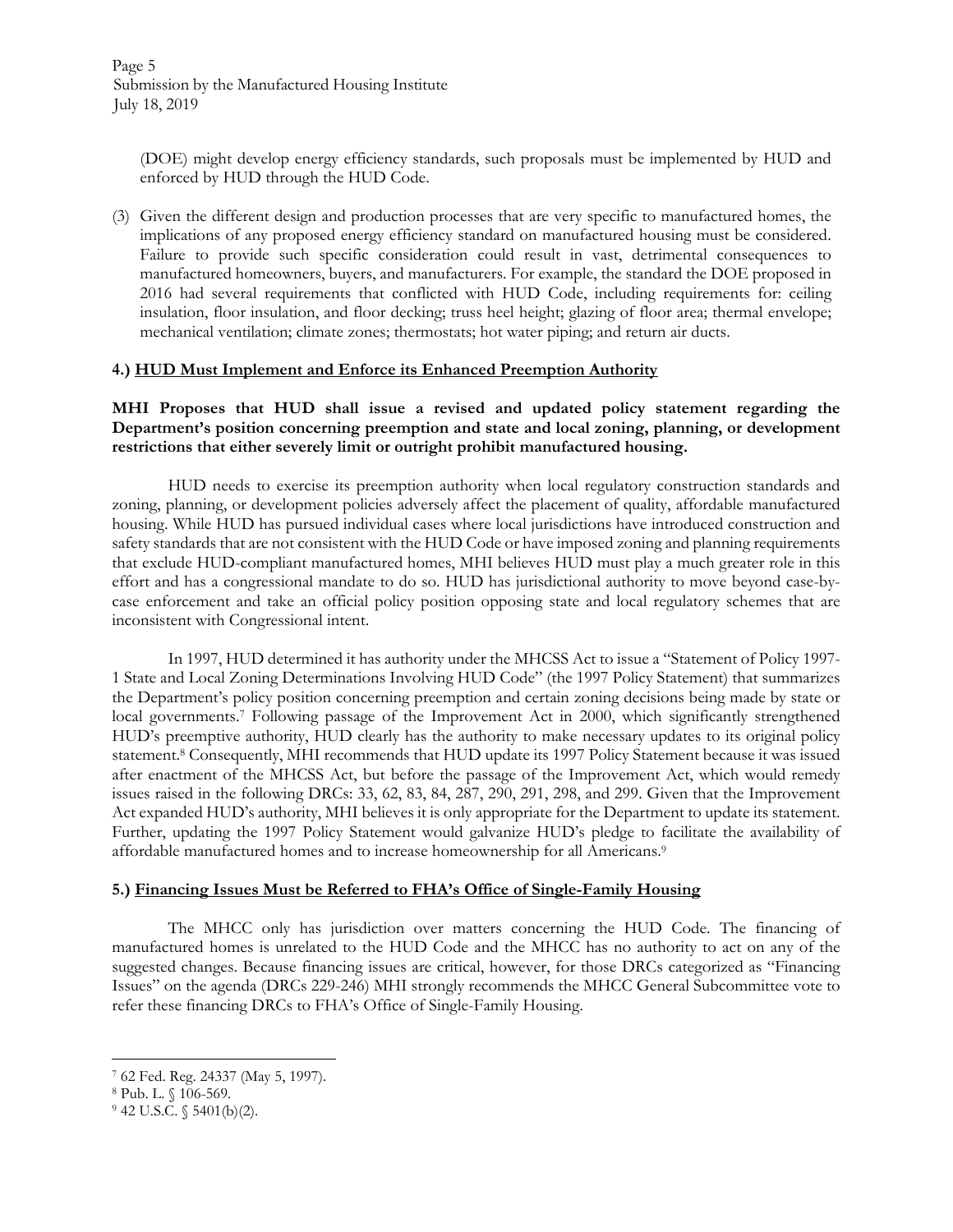(DOE) might develop energy efficiency standards, such proposals must be implemented by HUD and enforced by HUD through the HUD Code.

(3) Given the different design and production processes that are very specific to manufactured homes, the implications of any proposed energy efficiency standard on manufactured housing must be considered. Failure to provide such specific consideration could result in vast, detrimental consequences to manufactured homeowners, buyers, and manufacturers. For example, the standard the DOE proposed in 2016 had several requirements that conflicted with HUD Code, including requirements for: ceiling insulation, floor insulation, and floor decking; truss heel height; glazing of floor area; thermal envelope; mechanical ventilation; climate zones; thermostats; hot water piping; and return air ducts.

**4.) <u>HUD Must Implement and Enforce its Enhanced Preemption Authority</u>**

**MHI Proposes that HUD shall issue a revised and updated policy statement regarding the Department's position concerning preemption and state and local zoning, planning, or development restrictions that either severely limit or outright prohibit manufactured housing.**

HUD needs to exercise its preemption authority when local regulatory construction standards and zoning, planning, or development policies adversely affect the placement of quality, affordable manufactured housing. While HUD has pursued individual cases where local jurisdictions have introduced construction and safety standards that are not consistent with the HUD Code or have imposed zoning and planning requirements that exclude HUD-compliant manufactured homes, MHI believes HUD must play a much greater role in this effort and has a congressional mandate to do so. HUD has jurisdictional authority to move beyond case-by-case enforcement and take an official policy position opposing state and local regulatory schemes that are inconsistent with Congressional intent.

In 1997, HUD determined it has authority under the MHCSS Act to issue a "Statement of Policy 1997-1 State and Local Zoning Determinations Involving HUD Code" (the 1997 Policy Statement) that summarizes the Department's policy position concerning preemption and certain zoning decisions being made by state or local governments.[7] Following passage of the Improvement Act in 2000, which significantly strengthened HUD's preemptive authority, HUD clearly has the authority to make necessary updates to its original policy statement.[8] Consequently, MHI recommends that HUD update its 1997 Policy Statement because it was issued after enactment of the MHCSS Act, but before the passage of the Improvement Act, which would remedy issues raised in the following DRCs: 33, 62, 83, 84, 287, 290, 291, 298, and 299. Given that the Improvement Act expanded HUD's authority, MHI believes it is only appropriate for the Department to update its statement. Further, updating the 1997 Policy Statement would galvanize HUD's pledge to facilitate the availability of affordable manufactured homes and to increase homeownership for all Americans.[9]

**5.) <u>Financing Issues Must be Referred to FHA's Office of Single-Family Housing</u>**

The MHCC only has jurisdiction over matters concerning the HUD Code. The financing of manufactured homes is unrelated to the HUD Code and the MHCC has no authority to act on any of the suggested changes. Because financing issues are critical, however, for those DRCs categorized as "Financing Issues" on the agenda (DRCs 229-246) MHI strongly recommends the MHCC General Subcommittee vote to refer these financing DRCs to FHA's Office of Single-Family Housing.

---

[7] 62 Fed. Reg. 24337 (May 5, 1997).

[8] Pub. L. § 106-569.

[9] 42 U.S.C. § 5401(b)(2).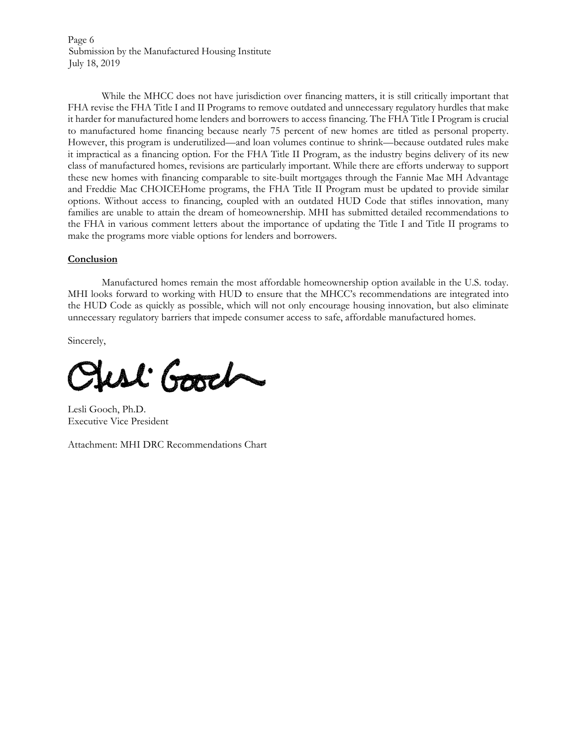While the MHCC does not have jurisdiction over financing matters, it is still critically important that FHA revise the FHA Title I and II Programs to remove outdated and unnecessary regulatory hurdles that make it harder for manufactured home lenders and borrowers to access financing. The FHA Title I Program is crucial to manufactured home financing because nearly 75 percent of new homes are titled as personal property. However, this program is underutilized—and loan volumes continue to shrink—because outdated rules make it impractical as a financing option. For the FHA Title II Program, as the industry begins delivery of its new class of manufactured homes, revisions are particularly important. While there are efforts underway to support these new homes with financing comparable to site-built mortgages through the Fannie Mae MH Advantage and Freddie Mac CHOICEHome programs, the FHA Title II Program must be updated to provide similar options. Without access to financing, coupled with an outdated HUD Code that stifles innovation, many families are unable to attain the dream of homeownership. MHI has submitted detailed recommendations to the FHA in various comment letters about the importance of updating the Title I and Title II programs to make the programs more viable options for lenders and borrowers.

**Conclusion**

Manufactured homes remain the most affordable homeownership option available in the U.S. today. MHI looks forward to working with HUD to ensure that the MHCC's recommendations are integrated into the HUD Code as quickly as possible, which will not only encourage housing innovation, but also eliminate unnecessary regulatory barriers that impede consumer access to safe, affordable manufactured homes.

Sincerely,

Lesli Gooch, Ph.D.
Executive Vice President

Attachment: MHI DRC Recommendations Chart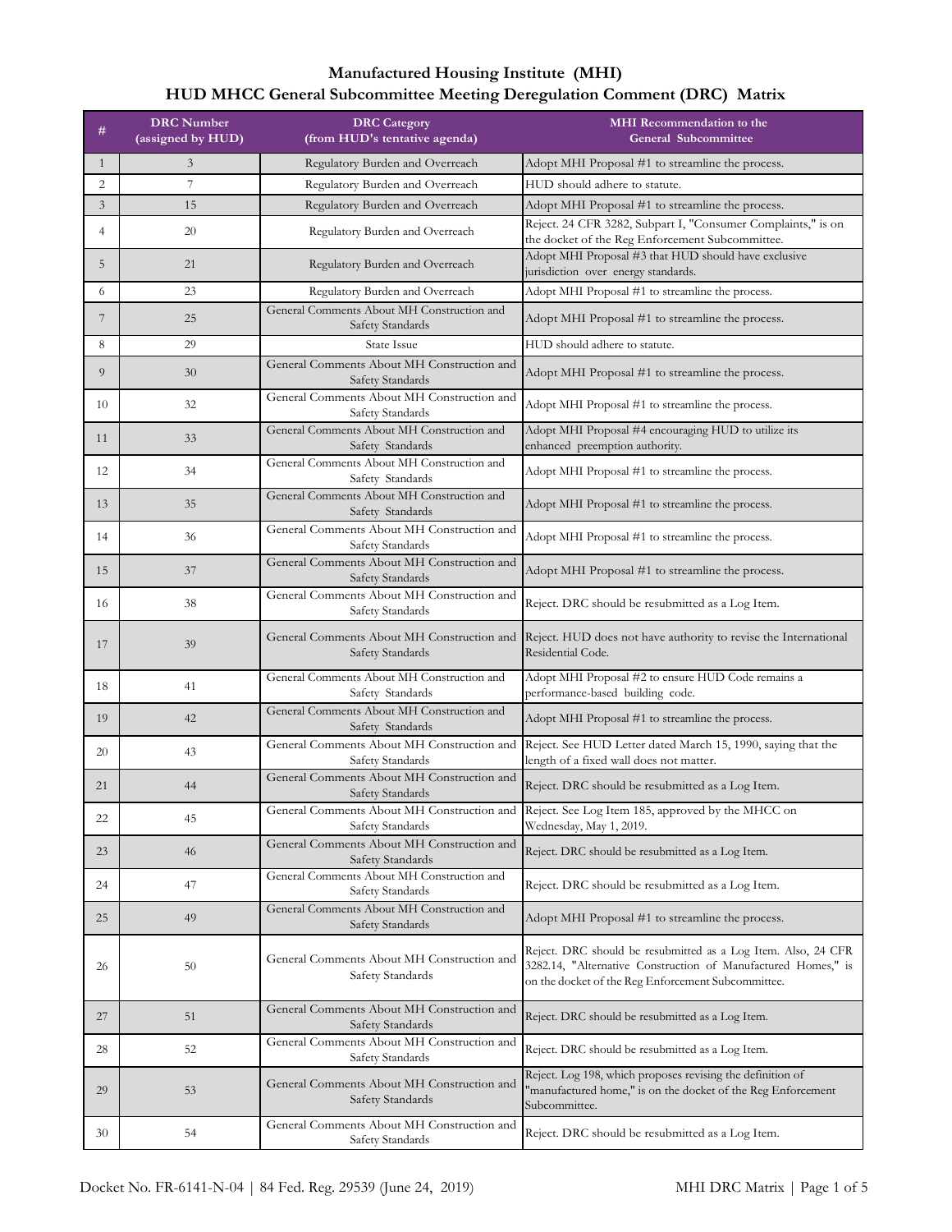# Manufactured Housing Institute (MHI)
## HUD MHCC General Subcommittee Meeting Deregulation Comment (DRC) Matrix

| # | DRC Number (assigned by HUD) | DRC Category (from HUD's tentative agenda) | MHI Recommendation to the General Subcommittee |
|---|---|---|---|
| 1 | 3 | Regulatory Burden and Overreach | Adopt MHI Proposal #1 to streamline the process. |
| 2 | 7 | Regulatory Burden and Overreach | HUD should adhere to statute. |
| 3 | 15 | Regulatory Burden and Overreach | Adopt MHI Proposal #1 to streamline the process. |
| 4 | 20 | Regulatory Burden and Overreach | Reject. 24 CFR 3282, Subpart I, "Consumer Complaints," is on the docket of the Reg Enforcement Subcommittee. |
| 5 | 21 | Regulatory Burden and Overreach | Adopt MHI Proposal #3 that HUD should have exclusive jurisdiction over energy standards. |
| 6 | 23 | Regulatory Burden and Overreach | Adopt MHI Proposal #1 to streamline the process. |
| 7 | 25 | General Comments About MH Construction and Safety Standards | Adopt MHI Proposal #1 to streamline the process. |
| 8 | 29 | State Issue | HUD should adhere to statute. |
| 9 | 30 | General Comments About MH Construction and Safety Standards | Adopt MHI Proposal #1 to streamline the process. |
| 10 | 32 | General Comments About MH Construction and Safety Standards | Adopt MHI Proposal #1 to streamline the process. |
| 11 | 33 | General Comments About MH Construction and Safety Standards | Adopt MHI Proposal #4 encouraging HUD to utilize its enhanced preemption authority. |
| 12 | 34 | General Comments About MH Construction and Safety Standards | Adopt MHI Proposal #1 to streamline the process. |
| 13 | 35 | General Comments About MH Construction and Safety Standards | Adopt MHI Proposal #1 to streamline the process. |
| 14 | 36 | General Comments About MH Construction and Safety Standards | Adopt MHI Proposal #1 to streamline the process. |
| 15 | 37 | General Comments About MH Construction and Safety Standards | Adopt MHI Proposal #1 to streamline the process. |
| 16 | 38 | General Comments About MH Construction and Safety Standards | Reject. DRC should be resubmitted as a Log Item. |
| 17 | 39 | General Comments About MH Construction and Safety Standards | Reject. HUD does not have authority to revise the International Residential Code. |
| 18 | 41 | General Comments About MH Construction and Safety Standards | Adopt MHI Proposal #2 to ensure HUD Code remains a performance-based building code. |
| 19 | 42 | General Comments About MH Construction and Safety Standards | Adopt MHI Proposal #1 to streamline the process. |
| 20 | 43 | General Comments About MH Construction and Safety Standards | Reject. See HUD Letter dated March 15, 1990, saying that the length of a fixed wall does not matter. |
| 21 | 44 | General Comments About MH Construction and Safety Standards | Reject. DRC should be resubmitted as a Log Item. |
| 22 | 45 | General Comments About MH Construction and Safety Standards | Reject. See Log Item 185, approved by the MHCC on Wednesday, May 1, 2019. |
| 23 | 46 | General Comments About MH Construction and Safety Standards | Reject. DRC should be resubmitted as a Log Item. |
| 24 | 47 | General Comments About MH Construction and Safety Standards | Reject. DRC should be resubmitted as a Log Item. |
| 25 | 49 | General Comments About MH Construction and Safety Standards | Adopt MHI Proposal #1 to streamline the process. |
| 26 | 50 | General Comments About MH Construction and Safety Standards | Reject. DRC should be resubmitted as a Log Item. Also, 24 CFR 3282.14, "Alternative Construction of Manufactured Homes," is on the docket of the Reg Enforcement Subcommittee. |
| 27 | 51 | General Comments About MH Construction and Safety Standards | Reject. DRC should be resubmitted as a Log Item. |
| 28 | 52 | General Comments About MH Construction and Safety Standards | Reject. DRC should be resubmitted as a Log Item. |
| 29 | 53 | General Comments About MH Construction and Safety Standards | Reject. Log 198, which proposes revising the definition of "manufactured home," is on the docket of the Reg Enforcement Subcommittee. |
| 30 | 54 | General Comments About MH Construction and Safety Standards | Reject. DRC should be resubmitted as a Log Item. |

Docket No. FR-6141-N-04 | 84 Fed. Reg. 29539 (June 24, 2019)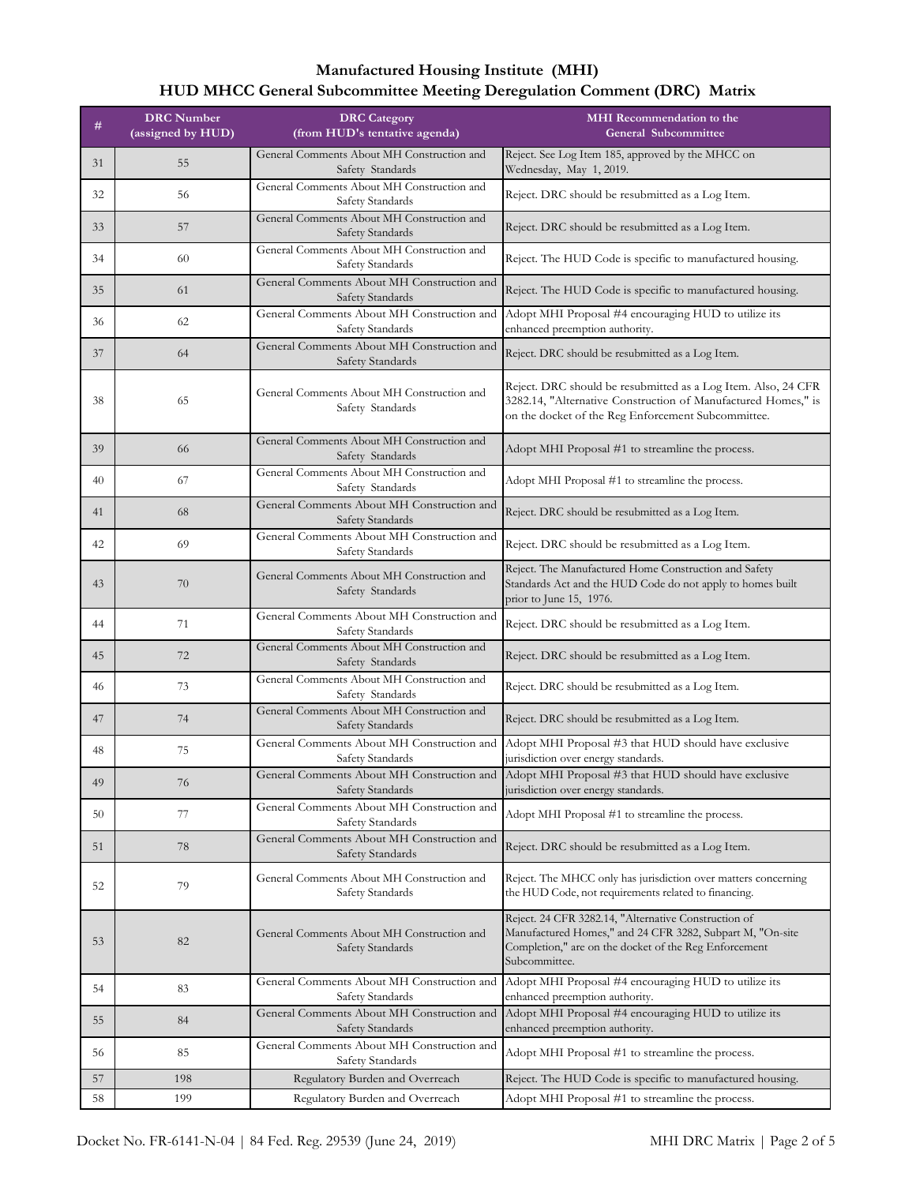**Manufactured Housing Institute (MHI)**
**HUD MHCC General Subcommittee Meeting Deregulation Comment (DRC) Matrix**

| # | DRC Number (assigned by HUD) | DRC Category (from HUD's tentative agenda) | MHI Recommendation to the General Subcommittee |
|---|---|---|---|
| 31 | 55 | General Comments About MH Construction and Safety Standards | Reject. See Log Item 185, approved by the MHCC on Wednesday, May 1, 2019. |
| 32 | 56 | General Comments About MH Construction and Safety Standards | Reject. DRC should be resubmitted as a Log Item. |
| 33 | 57 | General Comments About MH Construction and Safety Standards | Reject. DRC should be resubmitted as a Log Item. |
| 34 | 60 | General Comments About MH Construction and Safety Standards | Reject. The HUD Code is specific to manufactured housing. |
| 35 | 61 | General Comments About MH Construction and Safety Standards | Reject. The HUD Code is specific to manufactured housing. |
| 36 | 62 | General Comments About MH Construction and Safety Standards | Adopt MHI Proposal #4 encouraging HUD to utilize its enhanced preemption authority. |
| 37 | 64 | General Comments About MH Construction and Safety Standards | Reject. DRC should be resubmitted as a Log Item. |
| 38 | 65 | General Comments About MH Construction and Safety Standards | Reject. DRC should be resubmitted as a Log Item. Also, 24 CFR 3282.14, "Alternative Construction of Manufactured Homes," is on the docket of the Reg Enforcement Subcommittee. |
| 39 | 66 | General Comments About MH Construction and Safety Standards | Adopt MHI Proposal #1 to streamline the process. |
| 40 | 67 | General Comments About MH Construction and Safety Standards | Adopt MHI Proposal #1 to streamline the process. |
| 41 | 68 | General Comments About MH Construction and Safety Standards | Reject. DRC should be resubmitted as a Log Item. |
| 42 | 69 | General Comments About MH Construction and Safety Standards | Reject. DRC should be resubmitted as a Log Item. |
| 43 | 70 | General Comments About MH Construction and Safety Standards | Reject. The Manufactured Home Construction and Safety Standards Act and the HUD Code do not apply to homes built prior to June 15, 1976. |
| 44 | 71 | General Comments About MH Construction and Safety Standards | Reject. DRC should be resubmitted as a Log Item. |
| 45 | 72 | General Comments About MH Construction and Safety Standards | Reject. DRC should be resubmitted as a Log Item. |
| 46 | 73 | General Comments About MH Construction and Safety Standards | Reject. DRC should be resubmitted as a Log Item. |
| 47 | 74 | General Comments About MH Construction and Safety Standards | Reject. DRC should be resubmitted as a Log Item. |
| 48 | 75 | General Comments About MH Construction and Safety Standards | Adopt MHI Proposal #3 that HUD should have exclusive jurisdiction over energy standards. |
| 49 | 76 | General Comments About MH Construction and Safety Standards | Adopt MHI Proposal #3 that HUD should have exclusive jurisdiction over energy standards. |
| 50 | 77 | General Comments About MH Construction and Safety Standards | Adopt MHI Proposal #1 to streamline the process. |
| 51 | 78 | General Comments About MH Construction and Safety Standards | Reject. DRC should be resubmitted as a Log Item. |
| 52 | 79 | General Comments About MH Construction and Safety Standards | Reject. The MHCC only has jurisdiction over matters concerning the HUD Code, not requirements related to financing. |
| 53 | 82 | General Comments About MH Construction and Safety Standards | Reject. 24 CFR 3282.14, "Alternative Construction of Manufactured Homes," and 24 CFR 3282, Subpart M, "On-site Completion," are on the docket of the Reg Enforcement Subcommittee. |
| 54 | 83 | General Comments About MH Construction and Safety Standards | Adopt MHI Proposal #4 encouraging HUD to utilize its enhanced preemption authority. |
| 55 | 84 | General Comments About MH Construction and Safety Standards | Adopt MHI Proposal #4 encouraging HUD to utilize its enhanced preemption authority. |
| 56 | 85 | General Comments About MH Construction and Safety Standards | Adopt MHI Proposal #1 to streamline the process. |
| 57 | 198 | Regulatory Burden and Overreach | Reject. The HUD Code is specific to manufactured housing. |
| 58 | 199 | Regulatory Burden and Overreach | Adopt MHI Proposal #1 to streamline the process. |

Docket No. FR-6141-N-04 | 84 Fed. Reg. 29539 (June 24, 2019)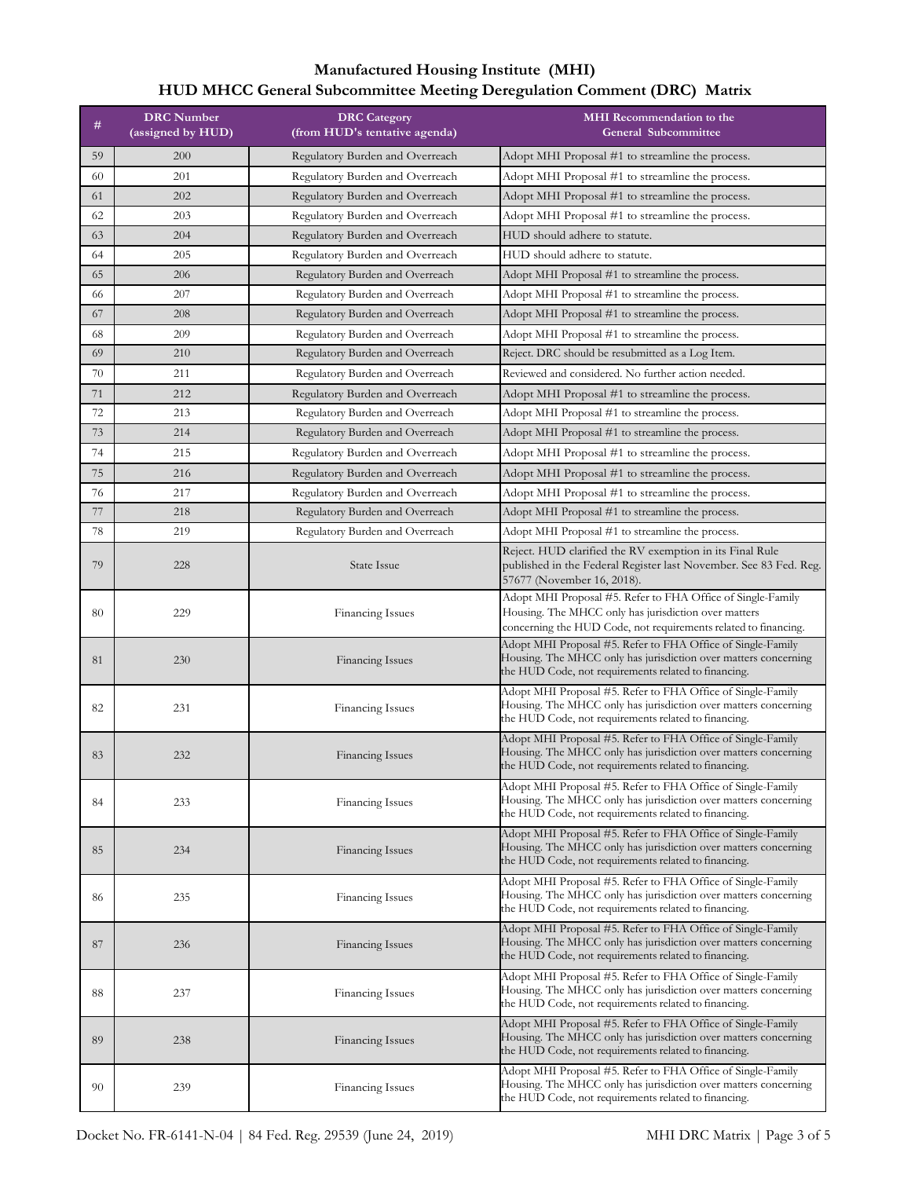**Manufactured Housing Institute (MHI)**
**HUD MHCC General Subcommittee Meeting Deregulation Comment (DRC) Matrix**

| # | DRC Number (assigned by HUD) | DRC Category (from HUD's tentative agenda) | MHI Recommendation to the General Subcommittee |
|---|---|---|---|
| 59 | 200 | Regulatory Burden and Overreach | Adopt MHI Proposal #1 to streamline the process. |
| 60 | 201 | Regulatory Burden and Overreach | Adopt MHI Proposal #1 to streamline the process. |
| 61 | 202 | Regulatory Burden and Overreach | Adopt MHI Proposal #1 to streamline the process. |
| 62 | 203 | Regulatory Burden and Overreach | Adopt MHI Proposal #1 to streamline the process. |
| 63 | 204 | Regulatory Burden and Overreach | HUD should adhere to statute. |
| 64 | 205 | Regulatory Burden and Overreach | HUD should adhere to statute. |
| 65 | 206 | Regulatory Burden and Overreach | Adopt MHI Proposal #1 to streamline the process. |
| 66 | 207 | Regulatory Burden and Overreach | Adopt MHI Proposal #1 to streamline the process. |
| 67 | 208 | Regulatory Burden and Overreach | Adopt MHI Proposal #1 to streamline the process. |
| 68 | 209 | Regulatory Burden and Overreach | Adopt MHI Proposal #1 to streamline the process. |
| 69 | 210 | Regulatory Burden and Overreach | Reject. DRC should be resubmitted as a Log Item. |
| 70 | 211 | Regulatory Burden and Overreach | Reviewed and considered. No further action needed. |
| 71 | 212 | Regulatory Burden and Overreach | Adopt MHI Proposal #1 to streamline the process. |
| 72 | 213 | Regulatory Burden and Overreach | Adopt MHI Proposal #1 to streamline the process. |
| 73 | 214 | Regulatory Burden and Overreach | Adopt MHI Proposal #1 to streamline the process. |
| 74 | 215 | Regulatory Burden and Overreach | Adopt MHI Proposal #1 to streamline the process. |
| 75 | 216 | Regulatory Burden and Overreach | Adopt MHI Proposal #1 to streamline the process. |
| 76 | 217 | Regulatory Burden and Overreach | Adopt MHI Proposal #1 to streamline the process. |
| 77 | 218 | Regulatory Burden and Overreach | Adopt MHI Proposal #1 to streamline the process. |
| 78 | 219 | Regulatory Burden and Overreach | Adopt MHI Proposal #1 to streamline the process. |
| 79 | 228 | State Issue | Reject. HUD clarified the RV exemption in its Final Rule published in the Federal Register last November. See 83 Fed. Reg. 57677 (November 16, 2018). |
| 80 | 229 | Financing Issues | Adopt MHI Proposal #5. Refer to FHA Office of Single-Family Housing. The MHCC only has jurisdiction over matters concerning the HUD Code, not requirements related to financing. |
| 81 | 230 | Financing Issues | Adopt MHI Proposal #5. Refer to FHA Office of Single-Family Housing. The MHCC only has jurisdiction over matters concerning the HUD Code, not requirements related to financing. |
| 82 | 231 | Financing Issues | Adopt MHI Proposal #5. Refer to FHA Office of Single-Family Housing. The MHCC only has jurisdiction over matters concerning the HUD Code, not requirements related to financing. |
| 83 | 232 | Financing Issues | Adopt MHI Proposal #5. Refer to FHA Office of Single-Family Housing. The MHCC only has jurisdiction over matters concerning the HUD Code, not requirements related to financing. |
| 84 | 233 | Financing Issues | Adopt MHI Proposal #5. Refer to FHA Office of Single-Family Housing. The MHCC only has jurisdiction over matters concerning the HUD Code, not requirements related to financing. |
| 85 | 234 | Financing Issues | Adopt MHI Proposal #5. Refer to FHA Office of Single-Family Housing. The MHCC only has jurisdiction over matters concerning the HUD Code, not requirements related to financing. |
| 86 | 235 | Financing Issues | Adopt MHI Proposal #5. Refer to FHA Office of Single-Family Housing. The MHCC only has jurisdiction over matters concerning the HUD Code, not requirements related to financing. |
| 87 | 236 | Financing Issues | Adopt MHI Proposal #5. Refer to FHA Office of Single-Family Housing. The MHCC only has jurisdiction over matters concerning the HUD Code, not requirements related to financing. |
| 88 | 237 | Financing Issues | Adopt MHI Proposal #5. Refer to FHA Office of Single-Family Housing. The MHCC only has jurisdiction over matters concerning the HUD Code, not requirements related to financing. |
| 89 | 238 | Financing Issues | Adopt MHI Proposal #5. Refer to FHA Office of Single-Family Housing. The MHCC only has jurisdiction over matters concerning the HUD Code, not requirements related to financing. |
| 90 | 239 | Financing Issues | Adopt MHI Proposal #5. Refer to FHA Office of Single-Family Housing. The MHCC only has jurisdiction over matters concerning the HUD Code, not requirements related to financing. |

Docket No. FR-6141-N-04 | 84 Fed. Reg. 29539 (June 24, 2019)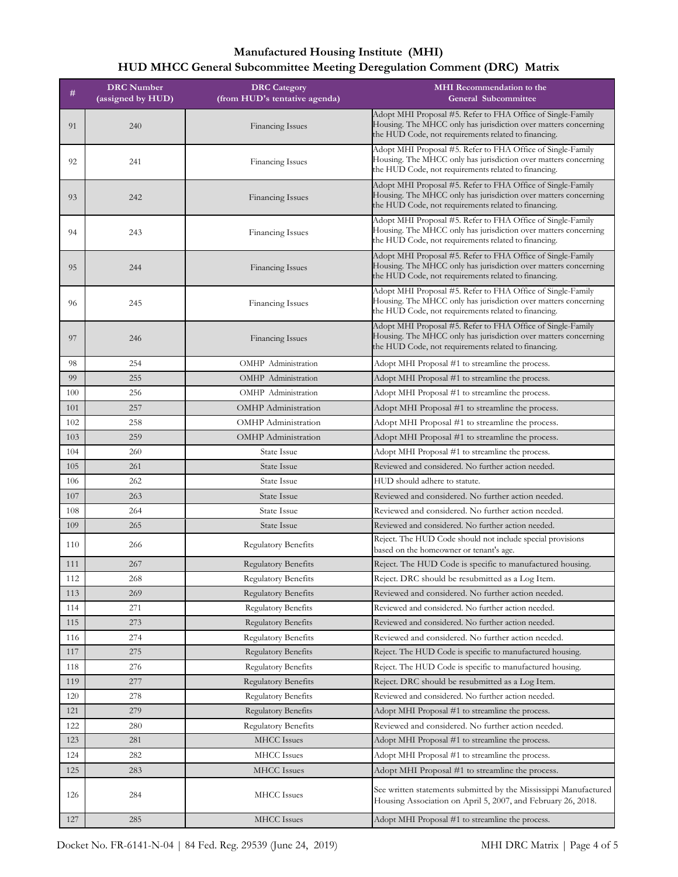**Manufactured Housing Institute (MHI)**
**HUD MHCC General Subcommittee Meeting Deregulation Comment (DRC) Matrix**

| # | DRC Number (assigned by HUD) | DRC Category (from HUD's tentative agenda) | MHI Recommendation to the General Subcommittee |
|---|---|---|---|
| 91 | 240 | Financing Issues | Adopt MHI Proposal #5. Refer to FHA Office of Single-Family Housing. The MHCC only has jurisdiction over matters concerning the HUD Code, not requirements related to financing. |
| 92 | 241 | Financing Issues | Adopt MHI Proposal #5. Refer to FHA Office of Single-Family Housing. The MHCC only has jurisdiction over matters concerning the HUD Code, not requirements related to financing. |
| 93 | 242 | Financing Issues | Adopt MHI Proposal #5. Refer to FHA Office of Single-Family Housing. The MHCC only has jurisdiction over matters concerning the HUD Code, not requirements related to financing. |
| 94 | 243 | Financing Issues | Adopt MHI Proposal #5. Refer to FHA Office of Single-Family Housing. The MHCC only has jurisdiction over matters concerning the HUD Code, not requirements related to financing. |
| 95 | 244 | Financing Issues | Adopt MHI Proposal #5. Refer to FHA Office of Single-Family Housing. The MHCC only has jurisdiction over matters concerning the HUD Code, not requirements related to financing. |
| 96 | 245 | Financing Issues | Adopt MHI Proposal #5. Refer to FHA Office of Single-Family Housing. The MHCC only has jurisdiction over matters concerning the HUD Code, not requirements related to financing. |
| 97 | 246 | Financing Issues | Adopt MHI Proposal #5. Refer to FHA Office of Single-Family Housing. The MHCC only has jurisdiction over matters concerning the HUD Code, not requirements related to financing. |
| 98 | 254 | OMHP Administration | Adopt MHI Proposal #1 to streamline the process. |
| 99 | 255 | OMHP Administration | Adopt MHI Proposal #1 to streamline the process. |
| 100 | 256 | OMHP Administration | Adopt MHI Proposal #1 to streamline the process. |
| 101 | 257 | OMHP Administration | Adopt MHI Proposal #1 to streamline the process. |
| 102 | 258 | OMHP Administration | Adopt MHI Proposal #1 to streamline the process. |
| 103 | 259 | OMHP Administration | Adopt MHI Proposal #1 to streamline the process. |
| 104 | 260 | State Issue | Adopt MHI Proposal #1 to streamline the process. |
| 105 | 261 | State Issue | Reviewed and considered. No further action needed. |
| 106 | 262 | State Issue | HUD should adhere to statute. |
| 107 | 263 | State Issue | Reviewed and considered. No further action needed. |
| 108 | 264 | State Issue | Reviewed and considered. No further action needed. |
| 109 | 265 | State Issue | Reviewed and considered. No further action needed. |
| 110 | 266 | Regulatory Benefits | Reject. The HUD Code should not include special provisions based on the homeowner or tenant's age. |
| 111 | 267 | Regulatory Benefits | Reject. The HUD Code is specific to manufactured housing. |
| 112 | 268 | Regulatory Benefits | Reject. DRC should be resubmitted as a Log Item. |
| 113 | 269 | Regulatory Benefits | Reviewed and considered. No further action needed. |
| 114 | 271 | Regulatory Benefits | Reviewed and considered. No further action needed. |
| 115 | 273 | Regulatory Benefits | Reviewed and considered. No further action needed. |
| 116 | 274 | Regulatory Benefits | Reviewed and considered. No further action needed. |
| 117 | 275 | Regulatory Benefits | Reject. The HUD Code is specific to manufactured housing. |
| 118 | 276 | Regulatory Benefits | Reject. The HUD Code is specific to manufactured housing. |
| 119 | 277 | Regulatory Benefits | Reject. DRC should be resubmitted as a Log Item. |
| 120 | 278 | Regulatory Benefits | Reviewed and considered. No further action needed. |
| 121 | 279 | Regulatory Benefits | Adopt MHI Proposal #1 to streamline the process. |
| 122 | 280 | Regulatory Benefits | Reviewed and considered. No further action needed. |
| 123 | 281 | MHCC Issues | Adopt MHI Proposal #1 to streamline the process. |
| 124 | 282 | MHCC Issues | Adopt MHI Proposal #1 to streamline the process. |
| 125 | 283 | MHCC Issues | Adopt MHI Proposal #1 to streamline the process. |
| 126 | 284 | MHCC Issues | See written statements submitted by the Mississippi Manufactured Housing Association on April 5, 2007, and February 26, 2018. |
| 127 | 285 | MHCC Issues | Adopt MHI Proposal #1 to streamline the process. |

Docket No. FR-6141-N-04 | 84 Fed. Reg. 29539 (June 24, 2019)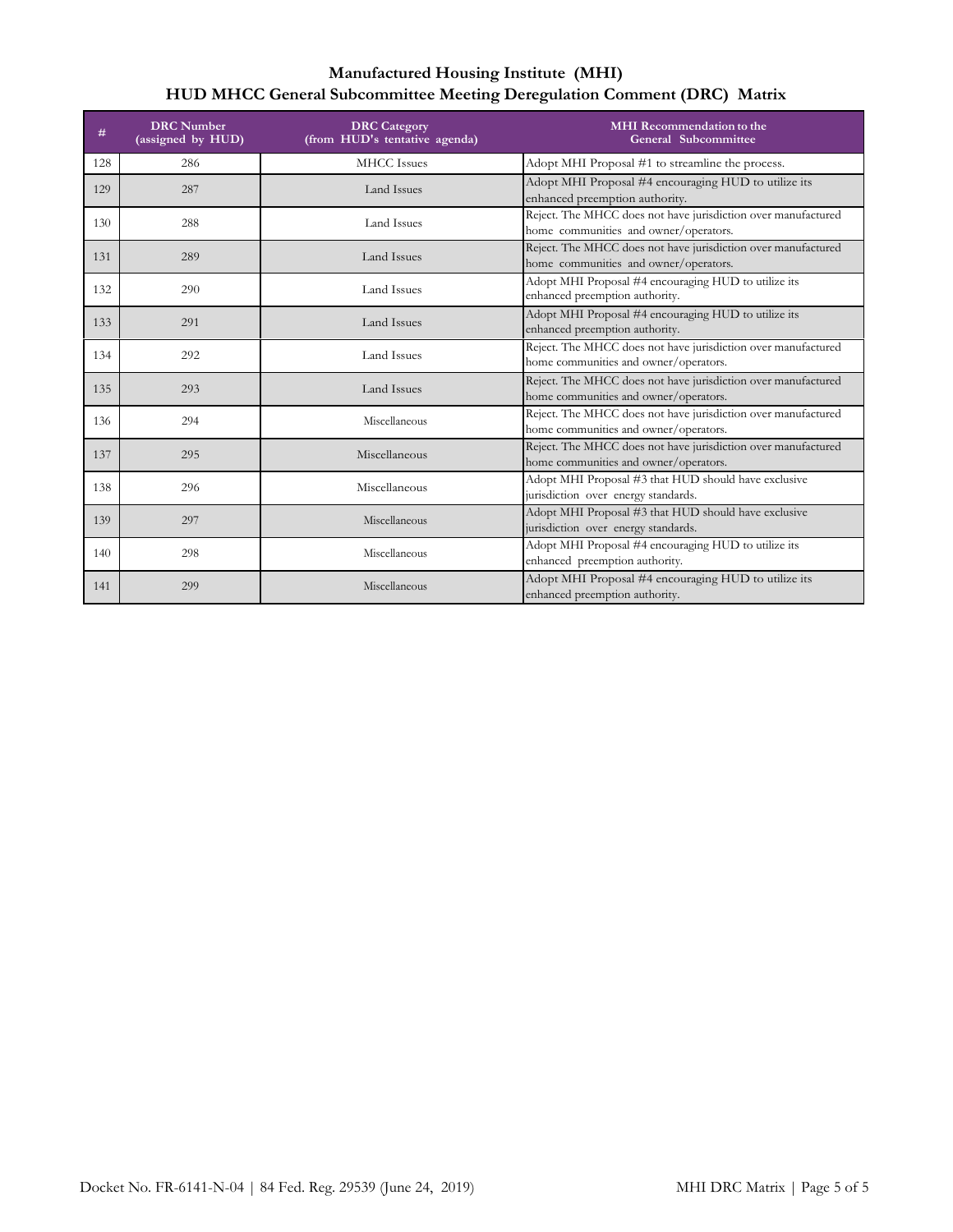**Manufactured Housing Institute (MHI)**
**HUD MHCC General Subcommittee Meeting Deregulation Comment (DRC) Matrix**

| # | DRC Number (assigned by HUD) | DRC Category (from HUD's tentative agenda) | MHI Recommendation to the General Subcommittee |
|---|---|---|---|
| 128 | 286 | MHCC Issues | Adopt MHI Proposal #1 to streamline the process. |
| 129 | 287 | Land Issues | Adopt MHI Proposal #4 encouraging HUD to utilize its enhanced preemption authority. |
| 130 | 288 | Land Issues | Reject. The MHCC does not have jurisdiction over manufactured home communities and owner/operators. |
| 131 | 289 | Land Issues | Reject. The MHCC does not have jurisdiction over manufactured home communities and owner/operators. |
| 132 | 290 | Land Issues | Adopt MHI Proposal #4 encouraging HUD to utilize its enhanced preemption authority. |
| 133 | 291 | Land Issues | Adopt MHI Proposal #4 encouraging HUD to utilize its enhanced preemption authority. |
| 134 | 292 | Land Issues | Reject. The MHCC does not have jurisdiction over manufactured home communities and owner/operators. |
| 135 | 293 | Land Issues | Reject. The MHCC does not have jurisdiction over manufactured home communities and owner/operators. |
| 136 | 294 | Miscellaneous | Reject. The MHCC does not have jurisdiction over manufactured home communities and owner/operators. |
| 137 | 295 | Miscellaneous | Reject. The MHCC does not have jurisdiction over manufactured home communities and owner/operators. |
| 138 | 296 | Miscellaneous | Adopt MHI Proposal #3 that HUD should have exclusive jurisdiction over energy standards. |
| 139 | 297 | Miscellaneous | Adopt MHI Proposal #3 that HUD should have exclusive jurisdiction over energy standards. |
| 140 | 298 | Miscellaneous | Adopt MHI Proposal #4 encouraging HUD to utilize its enhanced preemption authority. |
| 141 | 299 | Miscellaneous | Adopt MHI Proposal #4 encouraging HUD to utilize its enhanced preemption authority. |